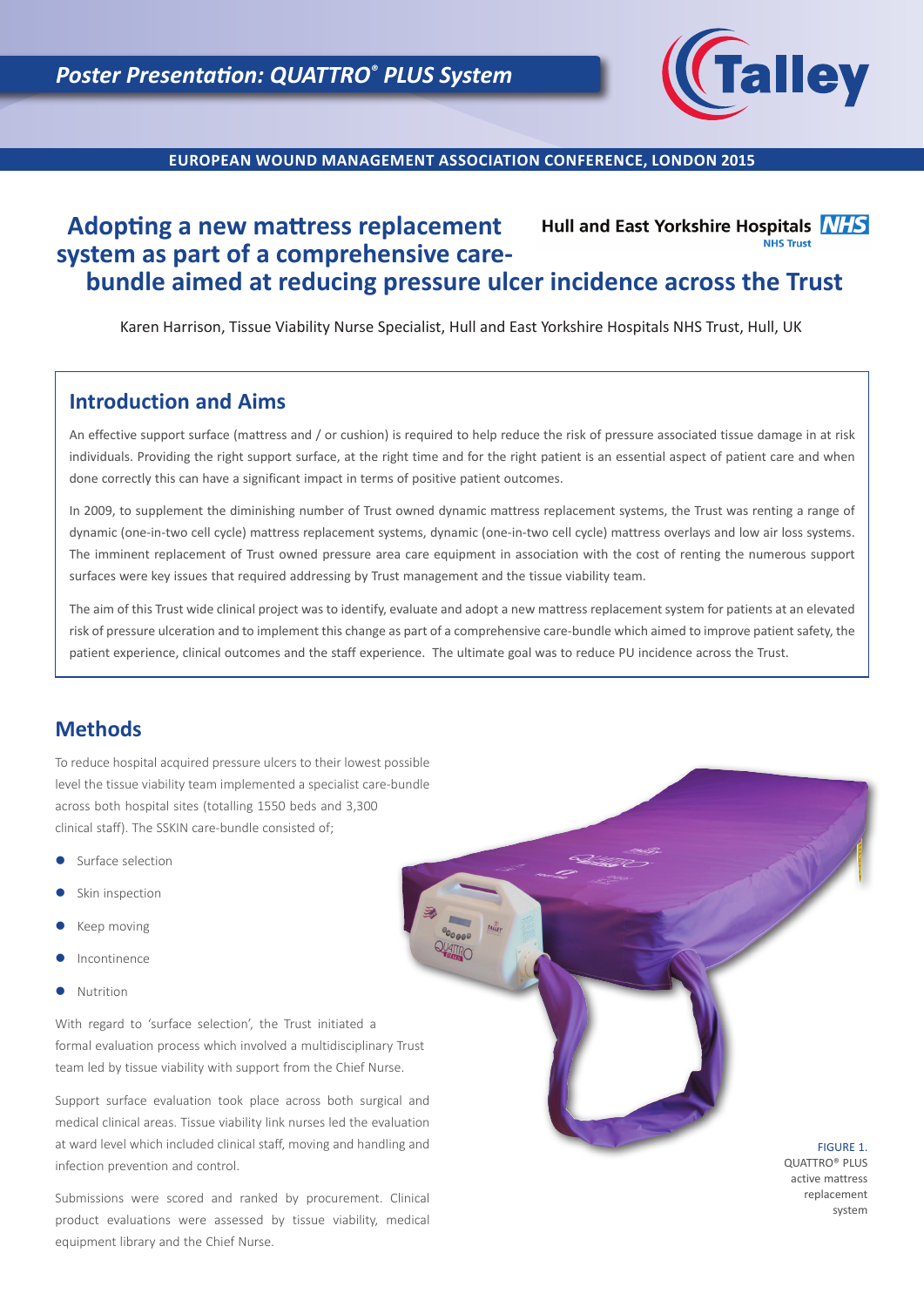Poster Presentation: QUATTRO® PLUS System

EUROPEAN WOUND MANAGEMENT ASSOCIATION CONFERENCE, LONDON 2015

# Adopting a new mattress replacement system as part of a comprehensive care-bundle aimed at reducing pressure ulcer incidence across the Trust

Hull and East Yorkshire Hospitals NHS Trust

Karen Harrison, Tissue Viability Nurse Specialist, Hull and East Yorkshire Hospitals NHS Trust, Hull, UK

## Introduction and Aims

An effective support surface (mattress and / or cushion) is required to help reduce the risk of pressure associated tissue damage in at risk individuals. Providing the right support surface, at the right time and for the right patient is an essential aspect of patient care and when done correctly this can have a significant impact in terms of positive patient outcomes.

In 2009, to supplement the diminishing number of Trust owned dynamic mattress replacement systems, the Trust was renting a range of dynamic (one-in-two cell cycle) mattress replacement systems, dynamic (one-in-two cell cycle) mattress overlays and low air loss systems. The imminent replacement of Trust owned pressure area care equipment in association with the cost of renting the numerous support surfaces were key issues that required addressing by Trust management and the tissue viability team.

The aim of this Trust wide clinical project was to identify, evaluate and adopt a new mattress replacement system for patients at an elevated risk of pressure ulceration and to implement this change as part of a comprehensive care-bundle which aimed to improve patient safety, the patient experience, clinical outcomes and the staff experience. The ultimate goal was to reduce PU incidence across the Trust.

## Methods

To reduce hospital acquired pressure ulcers to their lowest possible level the tissue viability team implemented a specialist care-bundle across both hospital sites (totalling 1550 beds and 3,300 clinical staff). The SSKIN care-bundle consisted of;

- Surface selection
- Skin inspection
- Keep moving
- Incontinence
- Nutrition

With regard to 'surface selection', the Trust initiated a formal evaluation process which involved a multidisciplinary Trust team led by tissue viability with support from the Chief Nurse.

Support surface evaluation took place across both surgical and medical clinical areas. Tissue viability link nurses led the evaluation at ward level which included clinical staff, moving and handling and infection prevention and control.

Submissions were scored and ranked by procurement. Clinical product evaluations were assessed by tissue viability, medical equipment library and the Chief Nurse.

FIGURE 1. QUATTRO® PLUS active mattress replacement system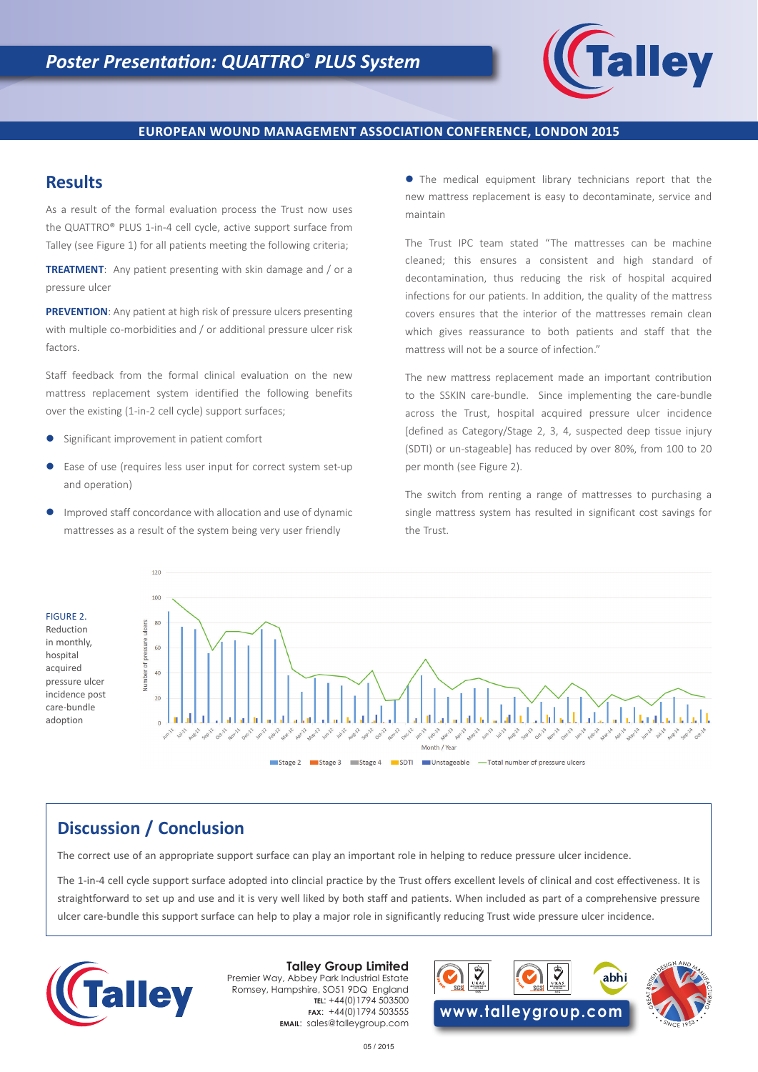# Poster Presentation: QUATTRO® PLUS System

**EUROPEAN WOUND MANAGEMENT ASSOCIATION CONFERENCE, LONDON 2015**

## Results

As a result of the formal evaluation process the Trust now uses the QUATTRO® PLUS 1-in-4 cell cycle, active support surface from Talley (see Figure 1) for all patients meeting the following criteria;

**TREATMENT**: Any patient presenting with skin damage and / or a pressure ulcer

**PREVENTION**: Any patient at high risk of pressure ulcers presenting with multiple co-morbidities and / or additional pressure ulcer risk factors.

Staff feedback from the formal clinical evaluation on the new mattress replacement system identified the following benefits over the existing (1-in-2 cell cycle) support surfaces;

- Significant improvement in patient comfort
- Ease of use (requires less user input for correct system set-up and operation)
- Improved staff concordance with allocation and use of dynamic mattresses as a result of the system being very user friendly
- The medical equipment library technicians report that the new mattress replacement is easy to decontaminate, service and maintain

The Trust IPC team stated "The mattresses can be machine cleaned; this ensures a consistent and high standard of decontamination, thus reducing the risk of hospital acquired infections for our patients. In addition, the quality of the mattress covers ensures that the interior of the mattresses remain clean which gives reassurance to both patients and staff that the mattress will not be a source of infection."

The new mattress replacement made an important contribution to the SSKIN care-bundle. Since implementing the care-bundle across the Trust, hospital acquired pressure ulcer incidence [defined as Category/Stage 2, 3, 4, suspected deep tissue injury (SDTI) or un-stageable] has reduced by over 80%, from 100 to 20 per month (see Figure 2).

The switch from renting a range of mattresses to purchasing a single mattress system has resulted in significant cost savings for the Trust.

Number of pressure ulcers

120
100
80
60
40
20
0

Jun-11, Jul-11, Aug-11, Sep-11, Oct-11, Nov-11, Dec-11, Jan-12, Feb-12, Mar-12, Apr-12, May-12, Jun-12, Jul-12, Aug-12, Sep-12, Oct-12, Nov-12, Dec-12, Jan-13, Feb-13, Mar-13, Apr-13, May-13, Jun-13, Jul-13, Aug-13, Sep-13, Oct-13, Nov-13, Dec-13, Jan-14, Feb-14, Mar-14, Apr-14, May-14, Jun-14, Jul-14, Aug-14, Sep-14, Oct-14

Month / Year

Stage 2 | Stage 3 | Stage 4 | SDTI | Unstageable | Total number of pressure ulcers

FIGURE 2. Reduction in monthly, hospital acquired pressure ulcer incidence post care-bundle adoption

## Discussion / Conclusion

The correct use of an appropriate support surface can play an important role in helping to reduce pressure ulcer incidence.

The 1-in-4 cell cycle support surface adopted into clincial practice by the Trust offers excellent levels of clinical and cost effectiveness. It is straightforward to set up and use and it is very well liked by both staff and patients. When included as part of a comprehensive pressure ulcer care-bundle this support surface can help to play a major role in significantly reducing Trust wide pressure ulcer incidence.

**Talley Group Limited**
Premier Way, Abbey Park Industrial Estate
Romsey, Hampshire, SO51 9DQ England
TEL: +44(0)1794 503500
FAX: +44(0)1794 503555
EMAIL: sales@talleygroup.com

www.talleygroup.com

05 / 2015